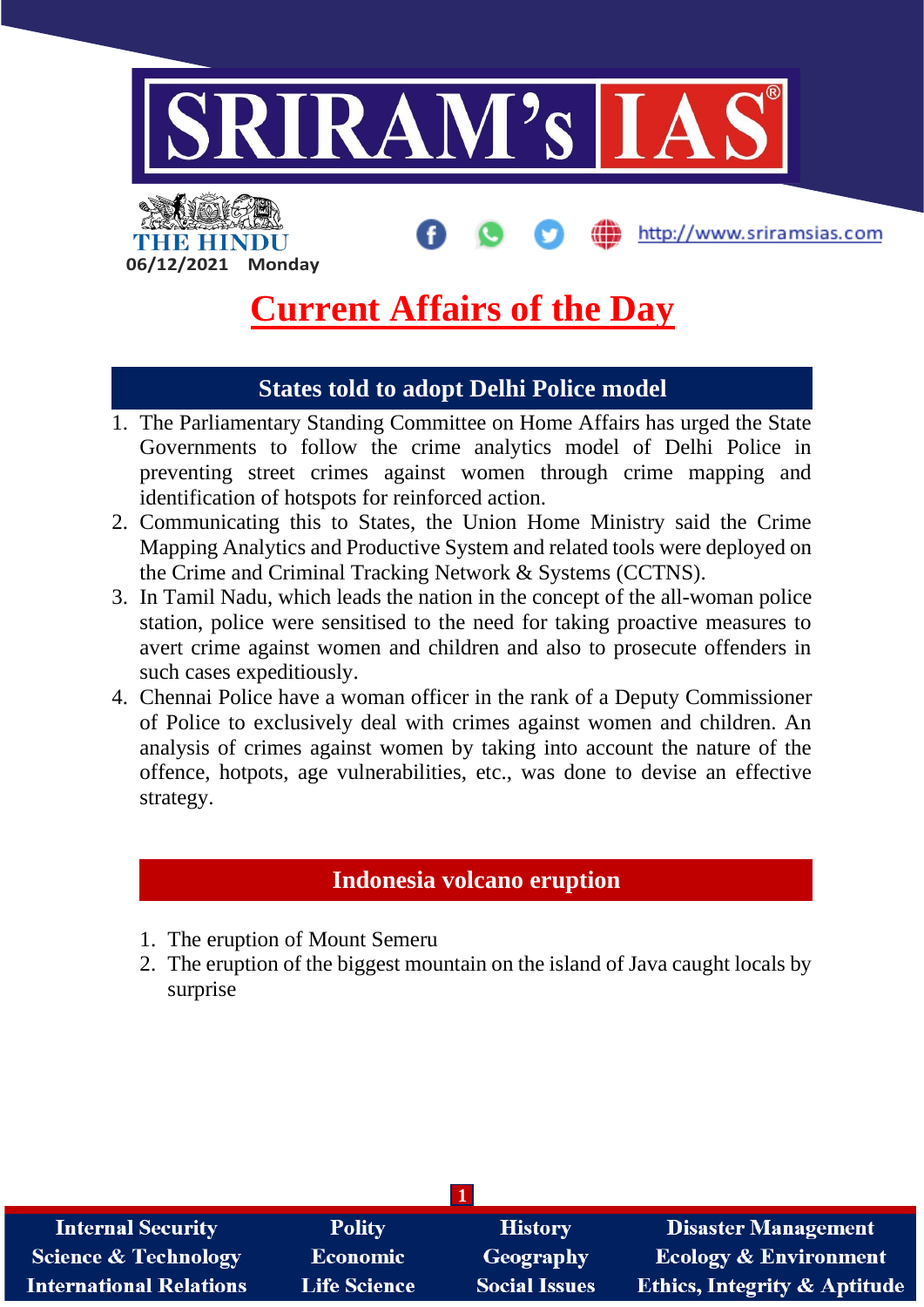06/12/2021 Monday

# Current Affairs of the Day

## States told to adopt Delhi Police model

1. The Parliamentary Standing Committee on Home Affairs has urged the State Governments to follow the crime analytics model of Delhi Police in preventing street crimes against women through crime mapping and identification of hotspots for reinforced action.
2. Communicating this to States, the Union Home Ministry said the Crime Mapping Analytics and Productive System and related tools were deployed on the Crime and Criminal Tracking Network & Systems (CCTNS).
3. In Tamil Nadu, which leads the nation in the concept of the all-woman police station, police were sensitised to the need for taking proactive measures to avert crime against women and children and also to prosecute offenders in such cases expeditiously.
4. Chennai Police have a woman officer in the rank of a Deputy Commissioner of Police to exclusively deal with crimes against women and children. An analysis of crimes against women by taking into account the nature of the offence, hotpots, age vulnerabilities, etc., was done to devise an effective strategy.

## Indonesia volcano eruption

1. The eruption of Mount Semeru
2. The eruption of the biggest mountain on the island of Java caught locals by surprise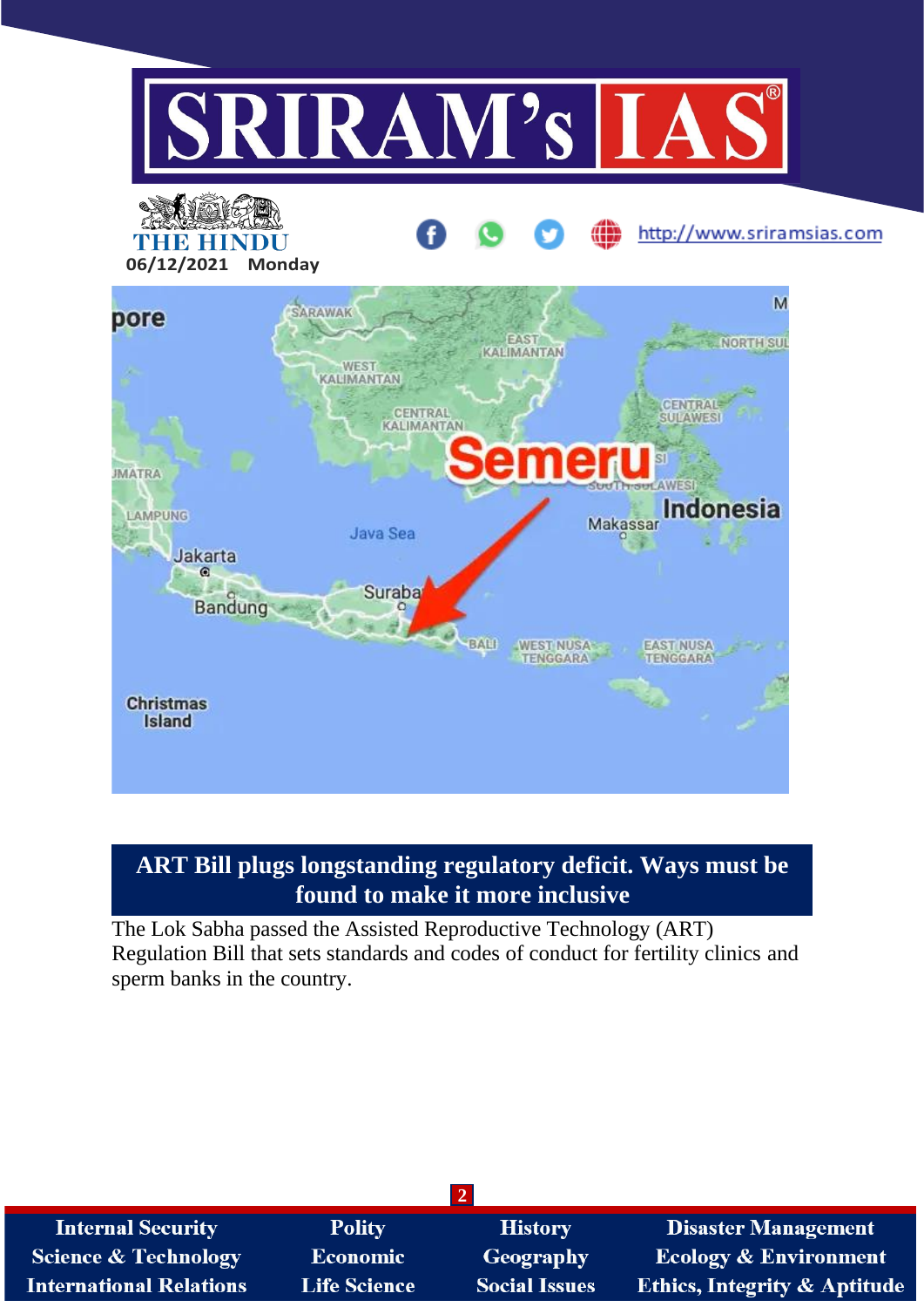## ART Bill plugs longstanding regulatory deficit. Ways must be found to make it more inclusive

The Lok Sabha passed the Assisted Reproductive Technology (ART) Regulation Bill that sets standards and codes of conduct for fertility clinics and sperm banks in the country.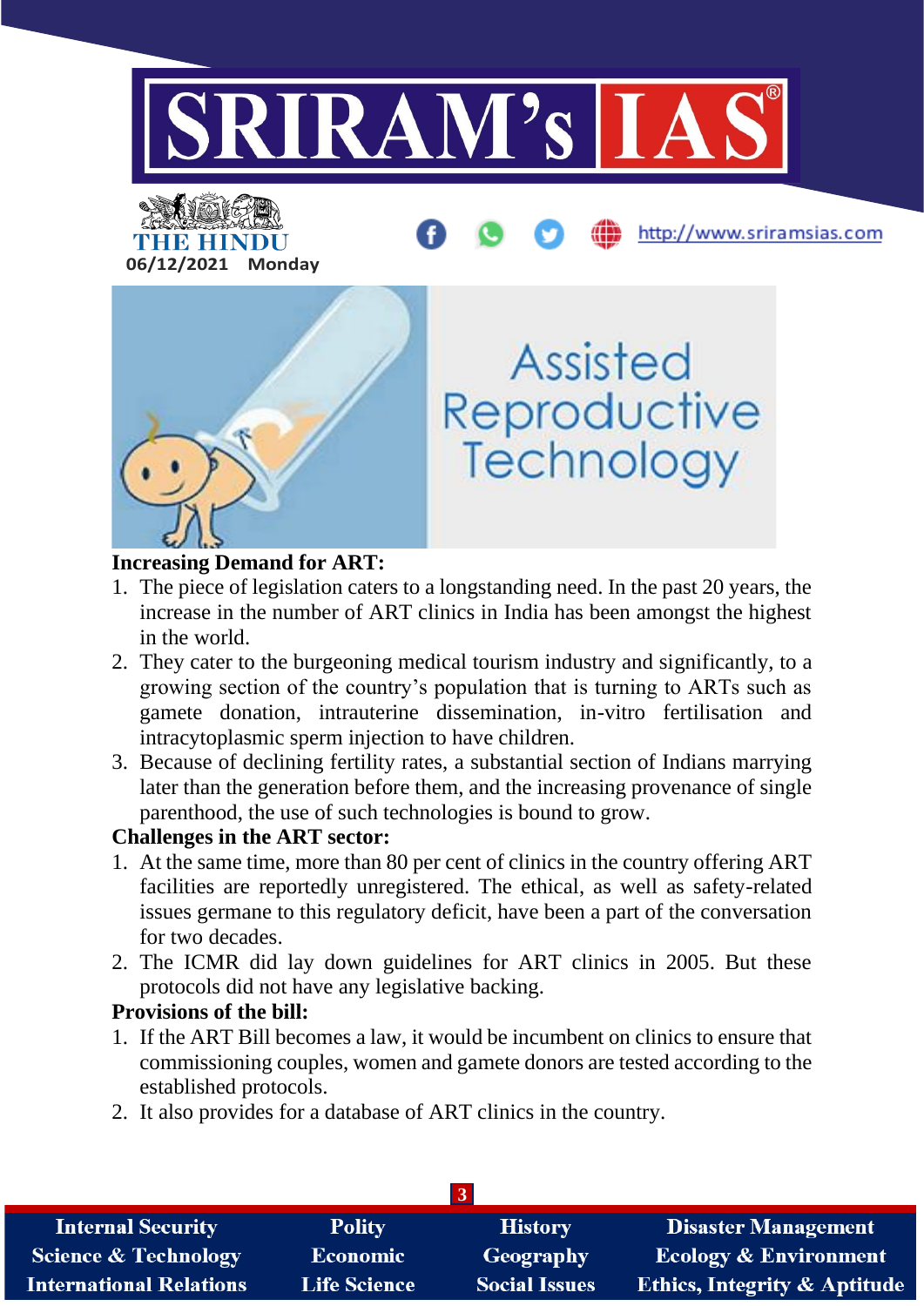## Increasing Demand for ART:

1. The piece of legislation caters to a longstanding need. In the past 20 years, the increase in the number of ART clinics in India has been amongst the highest in the world.
2. They cater to the burgeoning medical tourism industry and significantly, to a growing section of the country's population that is turning to ARTs such as gamete donation, intrauterine dissemination, in-vitro fertilisation and intracytoplasmic sperm injection to have children.
3. Because of declining fertility rates, a substantial section of Indians marrying later than the generation before them, and the increasing provenance of single parenthood, the use of such technologies is bound to grow.

## Challenges in the ART sector:

1. At the same time, more than 80 per cent of clinics in the country offering ART facilities are reportedly unregistered. The ethical, as well as safety-related issues germane to this regulatory deficit, have been a part of the conversation for two decades.
2. The ICMR did lay down guidelines for ART clinics in 2005. But these protocols did not have any legislative backing.

## Provisions of the bill:

1. If the ART Bill becomes a law, it would be incumbent on clinics to ensure that commissioning couples, women and gamete donors are tested according to the established protocols.
2. It also provides for a database of ART clinics in the country.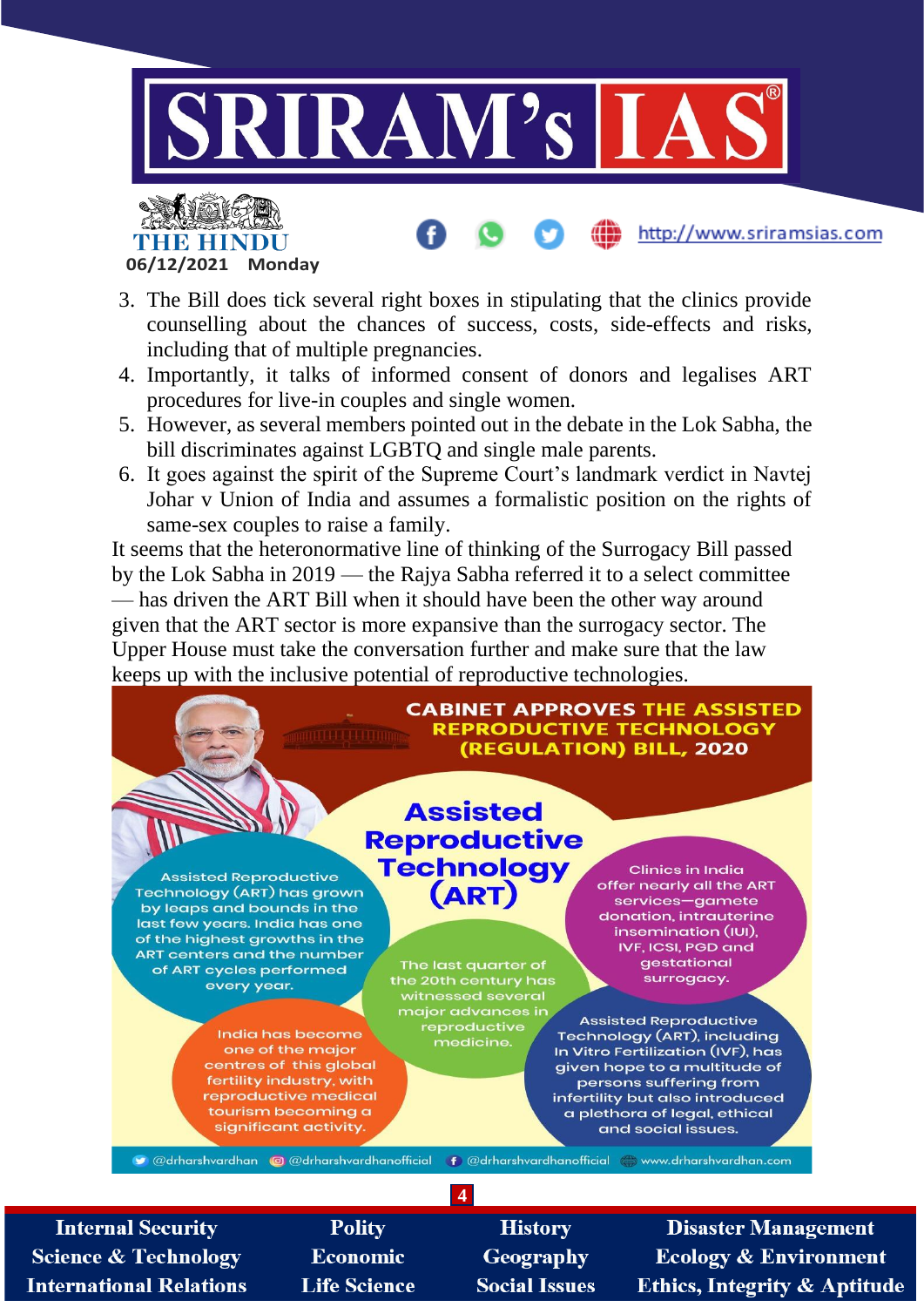3. The Bill does tick several right boxes in stipulating that the clinics provide counselling about the chances of success, costs, side-effects and risks, including that of multiple pregnancies.
4. Importantly, it talks of informed consent of donors and legalises ART procedures for live-in couples and single women.
5. However, as several members pointed out in the debate in the Lok Sabha, the bill discriminates against LGBTQ and single male parents.
6. It goes against the spirit of the Supreme Court's landmark verdict in Navtej Johar v Union of India and assumes a formalistic position on the rights of same-sex couples to raise a family.

It seems that the heteronormative line of thinking of the Surrogacy Bill passed by the Lok Sabha in 2019 — the Rajya Sabha referred it to a select committee — has driven the ART Bill when it should have been the other way around given that the ART sector is more expansive than the surrogacy sector. The Upper House must take the conversation further and make sure that the law keeps up with the inclusive potential of reproductive technologies.

**CABINET APPROVES THE ASSISTED REPRODUCTIVE TECHNOLOGY (REGULATION) BILL, 2020**

**Assisted Reproductive Technology (ART)**

Assisted Reproductive Technology (ART) has grown by leaps and bounds in the last few years. India has one of the highest growths in the ART centers and the number of ART cycles performed every year.

Clinics in India offer nearly all the ART services—gamete donation, intrauterine insemination (IUI), IVF, ICSI, PGD and gestational surrogacy.

The last quarter of the 20th century has witnessed several major advances in reproductive medicine.

India has become one of the major centres of this global fertility industry, with reproductive medical tourism becoming a significant activity.

Assisted Reproductive Technology (ART), including In Vitro Fertilization (IVF), has given hope to a multitude of persons suffering from infertility but also introduced a plethora of legal, ethical and social issues.

@drharshvardhan @drharshvardhanofficial @drharshvardhanofficial www.drharshvardhan.com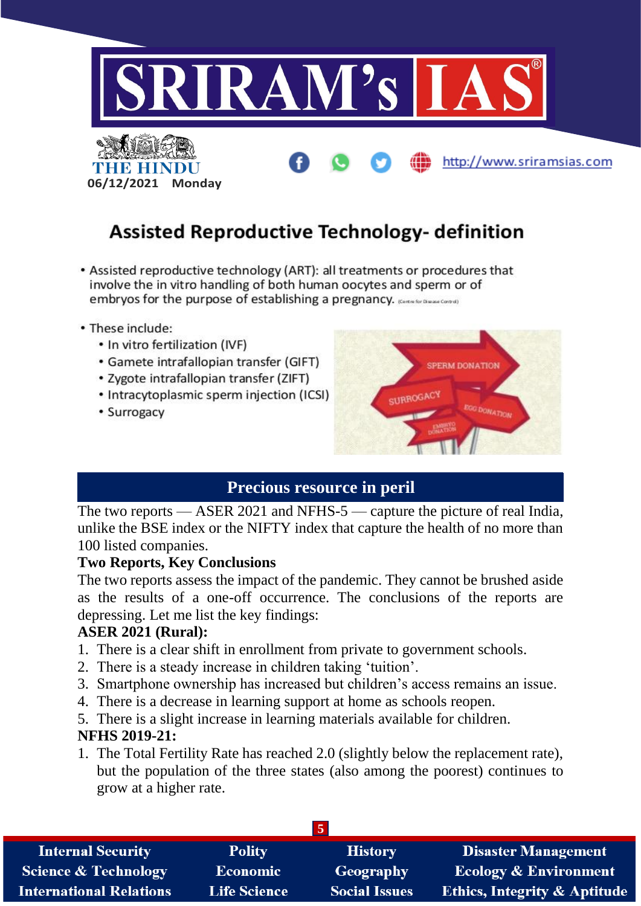## Assisted Reproductive Technology- definition

- Assisted reproductive technology (ART): all treatments or procedures that involve the in vitro handling of both human oocytes and sperm or of embryos for the purpose of establishing a pregnancy. (Centre for Disease Control)
- These include:
  - In vitro fertilization (IVF)
  - Gamete intrafallopian transfer (GIFT)
  - Zygote intrafallopian transfer (ZIFT)
  - Intracytoplasmic sperm injection (ICSI)
  - Surrogacy

## Precious resource in peril

The two reports — ASER 2021 and NFHS-5 — capture the picture of real India, unlike the BSE index or the NIFTY index that capture the health of no more than 100 listed companies.

**Two Reports, Key Conclusions**

The two reports assess the impact of the pandemic. They cannot be brushed aside as the results of a one-off occurrence. The conclusions of the reports are depressing. Let me list the key findings:

**ASER 2021 (Rural):**

1. There is a clear shift in enrollment from private to government schools.
2. There is a steady increase in children taking 'tuition'.
3. Smartphone ownership has increased but children's access remains an issue.
4. There is a decrease in learning support at home as schools reopen.
5. There is a slight increase in learning materials available for children.

**NFHS 2019-21:**

1. The Total Fertility Rate has reached 2.0 (slightly below the replacement rate), but the population of the three states (also among the poorest) continues to grow at a higher rate.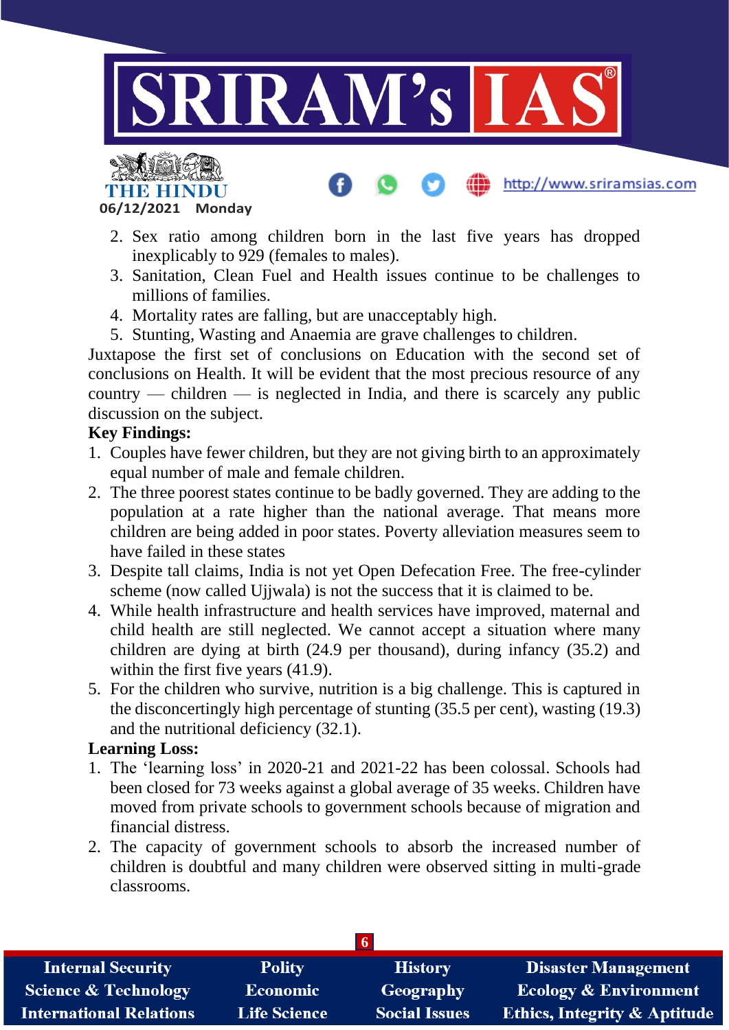2. Sex ratio among children born in the last five years has dropped inexplicably to 929 (females to males).
3. Sanitation, Clean Fuel and Health issues continue to be challenges to millions of families.
4. Mortality rates are falling, but are unacceptably high.
5. Stunting, Wasting and Anaemia are grave challenges to children.

Juxtapose the first set of conclusions on Education with the second set of conclusions on Health. It will be evident that the most precious resource of any country — children — is neglected in India, and there is scarcely any public discussion on the subject.

**Key Findings:**

1. Couples have fewer children, but they are not giving birth to an approximately equal number of male and female children.
2. The three poorest states continue to be badly governed. They are adding to the population at a rate higher than the national average. That means more children are being added in poor states. Poverty alleviation measures seem to have failed in these states
3. Despite tall claims, India is not yet Open Defecation Free. The free-cylinder scheme (now called Ujjwala) is not the success that it is claimed to be.
4. While health infrastructure and health services have improved, maternal and child health are still neglected. We cannot accept a situation where many children are dying at birth (24.9 per thousand), during infancy (35.2) and within the first five years (41.9).
5. For the children who survive, nutrition is a big challenge. This is captured in the disconcertingly high percentage of stunting (35.5 per cent), wasting (19.3) and the nutritional deficiency (32.1).

**Learning Loss:**

1. The 'learning loss' in 2020-21 and 2021-22 has been colossal. Schools had been closed for 73 weeks against a global average of 35 weeks. Children have moved from private schools to government schools because of migration and financial distress.
2. The capacity of government schools to absorb the increased number of children is doubtful and many children were observed sitting in multi-grade classrooms.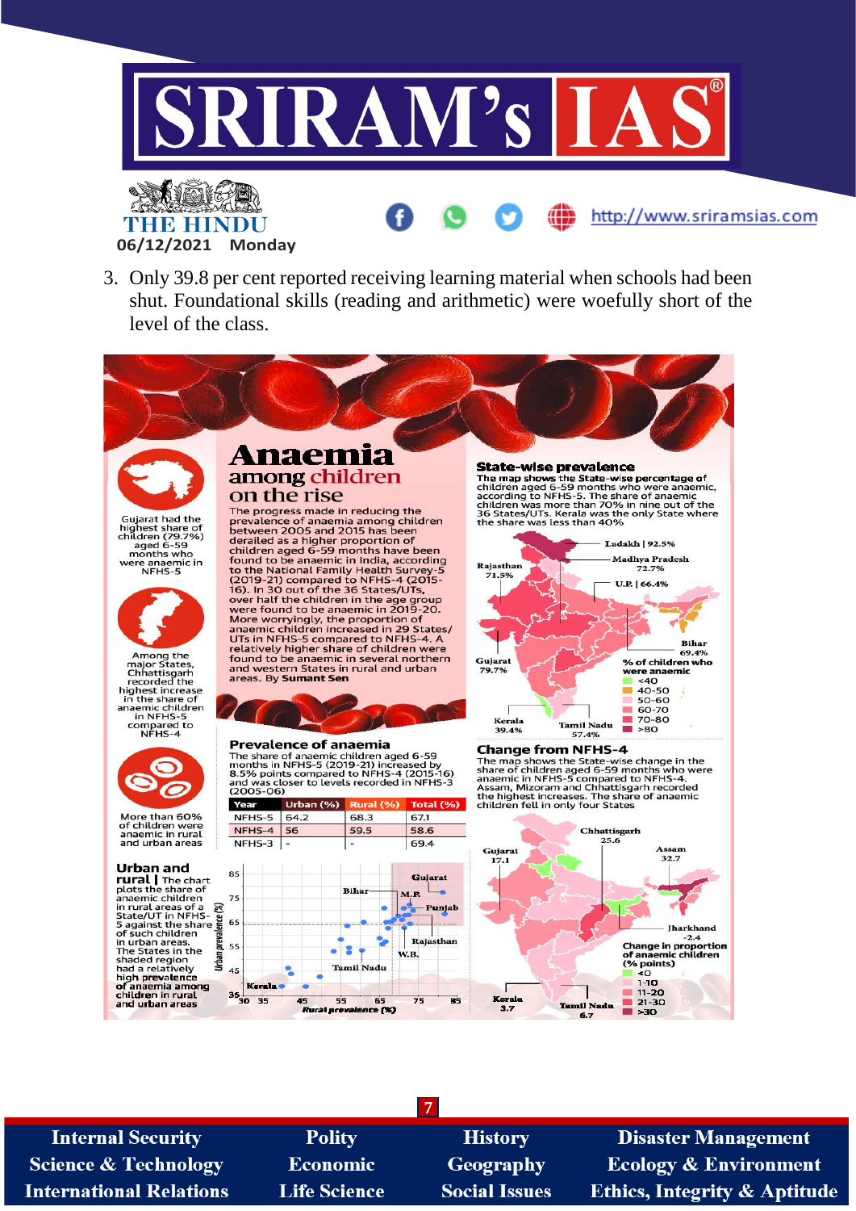3. Only 39.8 per cent reported receiving learning material when schools had been shut. Foundational skills (reading and arithmetic) were woefully short of the level of the class.

# Anaemia among children on the rise

The progress made in reducing the prevalence of anaemia among children between 2005 and 2015 has been derailed as a higher proportion of children aged 6-59 months have been found to be anaemic in India, according to the National Family Health Survey-5 (2019-21) compared to NFHS-4 (2015-16). In 30 out of the 36 States/UTs, over half the children in the age group were found to be anaemic in 2019-20. More worryingly, the proportion of anaemic children increased in 29 States/UTs in NFHS-5 compared to NFHS-4. A relatively higher share of children were found to be anaemic in several northern and western States in rural and urban areas. By **Sumant Sen**

Gujarat had the highest share of children (79.7%) aged 6-59 months who were anaemic in NFHS-5

Among the major States, Chhattisgarh recorded the highest increase in the share of anaemic children in NFHS-5 compared to NFHS-4

More than 60% of children were anaemic in rural and urban areas

## Prevalence of anaemia

The share of anaemic children aged 6-59 months in NFHS-5 (2019-21) increased by 8.5% points compared to NFHS-4 (2015-16) and was closer to levels recorded in NFHS-3 (2005-06)

| Year | Urban (%) | Rural (%) | Total (%) |
|---|---|---|---|
| NFHS-5 | 64.2 | 68.3 | 67.1 |
| NFHS-4 | 56 | 59.5 | 58.6 |
| NFHS-3 | - | - | 69.4 |

## Urban and rural

The chart plots the share of anaemic children in rural areas of a State/UT in NFHS-5 against the share of such children in urban areas. The States in the shaded region had a relatively high prevalence of anaemia among children in rural and urban areas

## State-wise prevalence

The map shows the State-wise percentage of children aged 6-59 months who were anaemic, according to NFHS-5. The share of anaemic children was more than 70% in nine out of the 36 States/UTs. Kerala was the only State where the share was less than 40%

Ladakh | 92.5%; Madhya Pradesh 72.7%; U.P. | 66.4%; Rajasthan 71.5%; Bihar 69.4%; Gujarat 79.7%; Kerala 39.4%; Tamil Nadu 57.4%

% of children who were anaemic: <40, 40-50, 50-60, 60-70, 70-80, >80

## Change from NFHS-4

The map shows the State-wise change in the share of children aged 6-59 months who were anaemic in NFHS-5 compared to NFHS-4. Assam, Mizoram and Chhattisgarh recorded the highest increases. The share of anaemic children fell in only four States

Chhattisgarh 25.6; Gujarat 17.1; Assam 32.7; Jharkhand -2.4; Kerala 3.7; Tamil Nadu 6.7

Change in proportion of anaemic children (% points): <0, 1-10, 11-20, 21-30, >30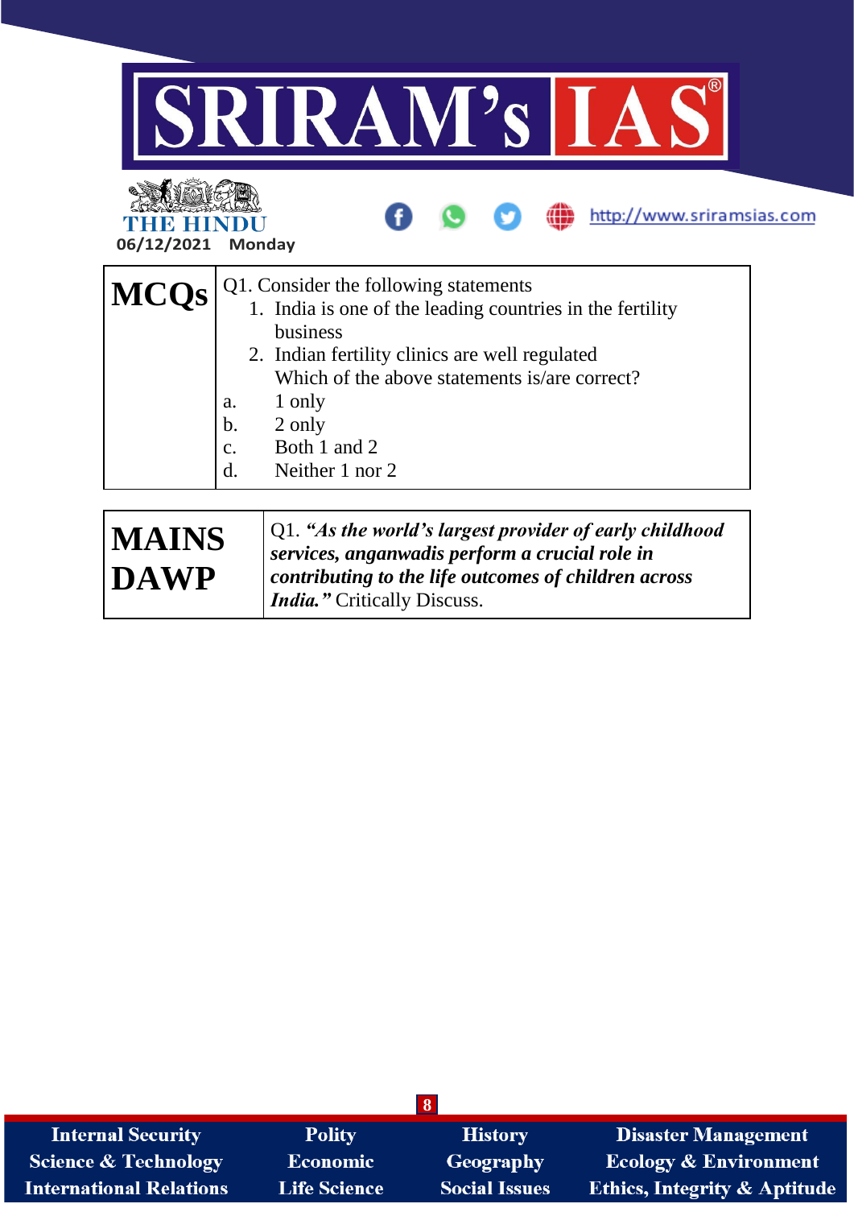06/12/2021 Monday

| | |
|---|---|
| **MCQs** | Q1. Consider the following statements<br>1. India is one of the leading countries in the fertility business<br>2. Indian fertility clinics are well regulated<br>Which of the above statements is/are correct?<br>a. 1 only<br>b. 2 only<br>c. Both 1 and 2<br>d. Neither 1 nor 2 |

| | |
|---|---|
| **MAINS DAWP** | Q1. ***"As the world's largest provider of early childhood services, anganwadis perform a crucial role in contributing to the life outcomes of children across India."*** Critically Discuss. |